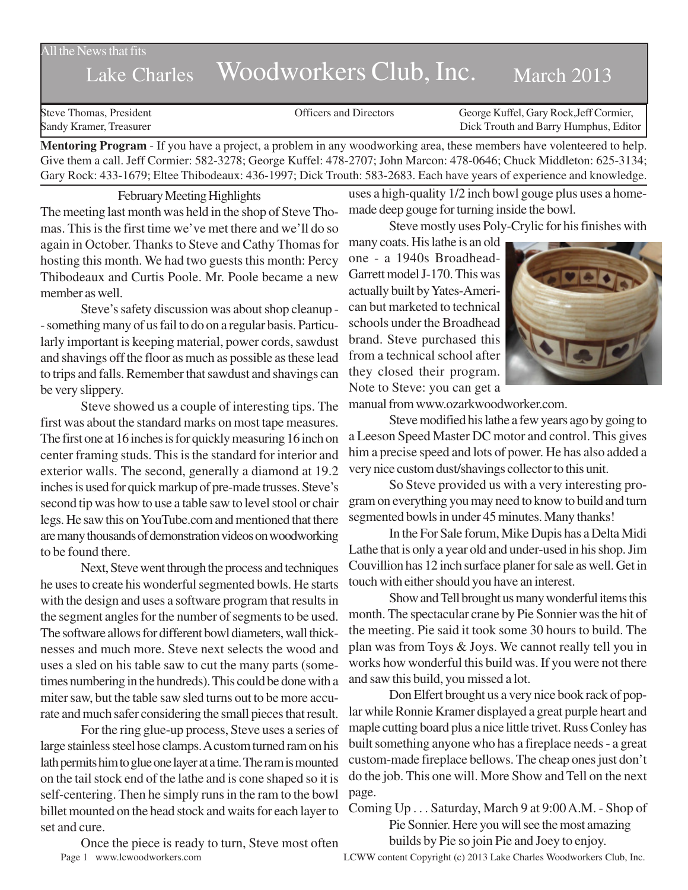All the News that fits

# Lake Charles Woodworkers Club, Inc. March 2013

Steve Thomas, President
Sandy Kramer, Treasurer

Officers and Directors

George Kuffel, Gary Rock, Jeff Cormier,
Dick Trouth and Barry Humphus, Editor

**Mentoring Program** - If you have a project, a problem in any woodworking area, these members have volenteered to help. Give them a call. Jeff Cormier: 582-3278; George Kuffel: 478-2707; John Marcon: 478-0646; Chuck Middleton: 625-3134; Gary Rock: 433-1679; Eltee Thibodeaux: 436-1997; Dick Trouth: 583-2683. Each have years of experience and knowledge.

## February Meeting Highlights

The meeting last month was held in the shop of Steve Thomas. This is the first time we've met there and we'll do so again in October. Thanks to Steve and Cathy Thomas for hosting this month. We had two guests this month: Percy Thibodeaux and Curtis Poole. Mr. Poole became a new member as well.

Steve's safety discussion was about shop cleanup - - something many of us fail to do on a regular basis. Particularly important is keeping material, power cords, sawdust and shavings off the floor as much as possible as these lead to trips and falls. Remember that sawdust and shavings can be very slippery.

Steve showed us a couple of interesting tips. The first was about the standard marks on most tape measures. The first one at 16 inches is for quickly measuring 16 inch on center framing studs. This is the standard for interior and exterior walls. The second, generally a diamond at 19.2 inches is used for quick markup of pre-made trusses. Steve's second tip was how to use a table saw to level stool or chair legs. He saw this on YouTube.com and mentioned that there are many thousands of demonstration videos on woodworking to be found there.

Next, Steve went through the process and techniques he uses to create his wonderful segmented bowls. He starts with the design and uses a software program that results in the segment angles for the number of segments to be used. The software allows for different bowl diameters, wall thicknesses and much more. Steve next selects the wood and uses a sled on his table saw to cut the many parts (sometimes numbering in the hundreds). This could be done with a miter saw, but the table saw sled turns out to be more accurate and much safer considering the small pieces that result.

For the ring glue-up process, Steve uses a series of large stainless steel hose clamps. A custom turned ram on his lath permits him to glue one layer at a time. The ram is mounted on the tail stock end of the lathe and is cone shaped so it is self-centering. Then he simply runs in the ram to the bowl billet mounted on the head stock and waits for each layer to set and cure.

Once the piece is ready to turn, Steve most often uses a high-quality 1/2 inch bowl gouge plus uses a homemade deep gouge for turning inside the bowl.

Steve mostly uses Poly-Crylic for his finishes with many coats. His lathe is an old one - a 1940s Broadhead-Garrett model J-170. This was actually built by Yates-American but marketed to technical schools under the Broadhead brand. Steve purchased this from a technical school after they closed their program. Note to Steve: you can get a manual from www.ozarkwoodworker.com.

Steve modified his lathe a few years ago by going to a Leeson Speed Master DC motor and control. This gives him a precise speed and lots of power. He has also added a very nice custom dust/shavings collector to this unit.

So Steve provided us with a very interesting program on everything you may need to know to build and turn segmented bowls in under 45 minutes. Many thanks!

In the For Sale forum, Mike Dupis has a Delta Midi Lathe that is only a year old and under-used in his shop. Jim Couvillion has 12 inch surface planer for sale as well. Get in touch with either should you have an interest.

Show and Tell brought us many wonderful items this month. The spectacular crane by Pie Sonnier was the hit of the meeting. Pie said it took some 30 hours to build. The plan was from Toys & Joys. We cannot really tell you in works how wonderful this build was. If you were not there and saw this build, you missed a lot.

Don Elfert brought us a very nice book rack of poplar while Ronnie Kramer displayed a great purple heart and maple cutting board plus a nice little trivet. Russ Conley has built something anyone who has a fireplace needs - a great custom-made fireplace bellows. The cheap ones just don't do the job. This one will. More Show and Tell on the next page.

Coming Up . . . Saturday, March 9 at 9:00 A.M. - Shop of Pie Sonnier. Here you will see the most amazing builds by Pie so join Pie and Joey to enjoy.

www.lcwoodworkers.com

LCWW content Copyright (c) 2013 Lake Charles Woodworkers Club, Inc.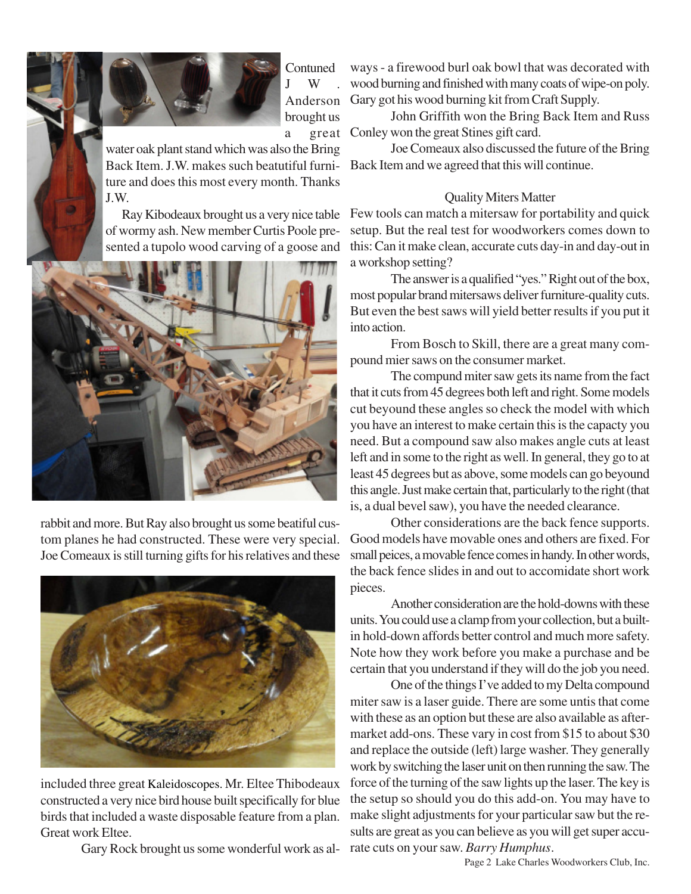Contuned J.W. Anderson brought us a great water oak plant stand which was also the Bring Back Item. J.W. makes such beatutiful furniture and does this most every month. Thanks J.W.

Ray Kibodeaux brought us a very nice table of wormy ash. New member Curtis Poole presented a tupolo wood carving of a goose and rabbit and more. But Ray also brought us some beatiful custom planes he had constructed. These were very special. Joe Comeaux is still turning gifts for his relatives and these included three great Kaleidoscopes. Mr. Eltee Thibodeaux constructed a very nice bird house built specifically for blue birds that included a waste disposable feature from a plan. Great work Eltee.

Gary Rock brought us some wonderful work as always - a firewood burl oak bowl that was decorated with wood burning and finished with many coats of wipe-on poly. Gary got his wood burning kit from Craft Supply.

John Griffith won the Bring Back Item and Russ Conley won the great Stines gift card.

Joe Comeaux also discussed the future of the Bring Back Item and we agreed that this will continue.

## Quality Miters Matter

Few tools can match a mitersaw for portability and quick setup. But the real test for woodworkers comes down to this: Can it make clean, accurate cuts day-in and day-out in a workshop setting?

The answer is a qualified "yes." Right out of the box, most popular brand mitersaws deliver furniture-quality cuts. But even the best saws will yield better results if you put it into action.

From Bosch to Skill, there are a great many compound mier saws on the consumer market.

The compund miter saw gets its name from the fact that it cuts from 45 degrees both left and right. Some models cut beyound these angles so check the model with which you have an interest to make certain this is the capacty you need. But a compound saw also makes angle cuts at least left and in some to the right as well. In general, they go to at least 45 degrees but as above, some models can go beyound this angle. Just make certain that, particularly to the right (that is, a dual bevel saw), you have the needed clearance.

Other considerations are the back fence supports. Good models have movable ones and others are fixed. For small peices, a movable fence comes in handy. In other words, the back fence slides in and out to accomidate short work pieces.

Another consideration are the hold-downs with these units. You could use a clamp from your collection, but a built-in hold-down affords better control and much more safety. Note how they work before you make a purchase and be certain that you understand if they will do the job you need.

One of the things I've added to my Delta compound miter saw is a laser guide. There are some untis that come with these as an option but these are also available as aftermarket add-ons. These vary in cost from $15 to about $30 and replace the outside (left) large washer. They generally work by switching the laser unit on then running the saw. The force of the turning of the saw lights up the laser. The key is the setup so should you do this add-on. You may have to make slight adjustments for your particular saw but the results are great as you can believe as you will get super accurate cuts on your saw. *Barry Humphus*.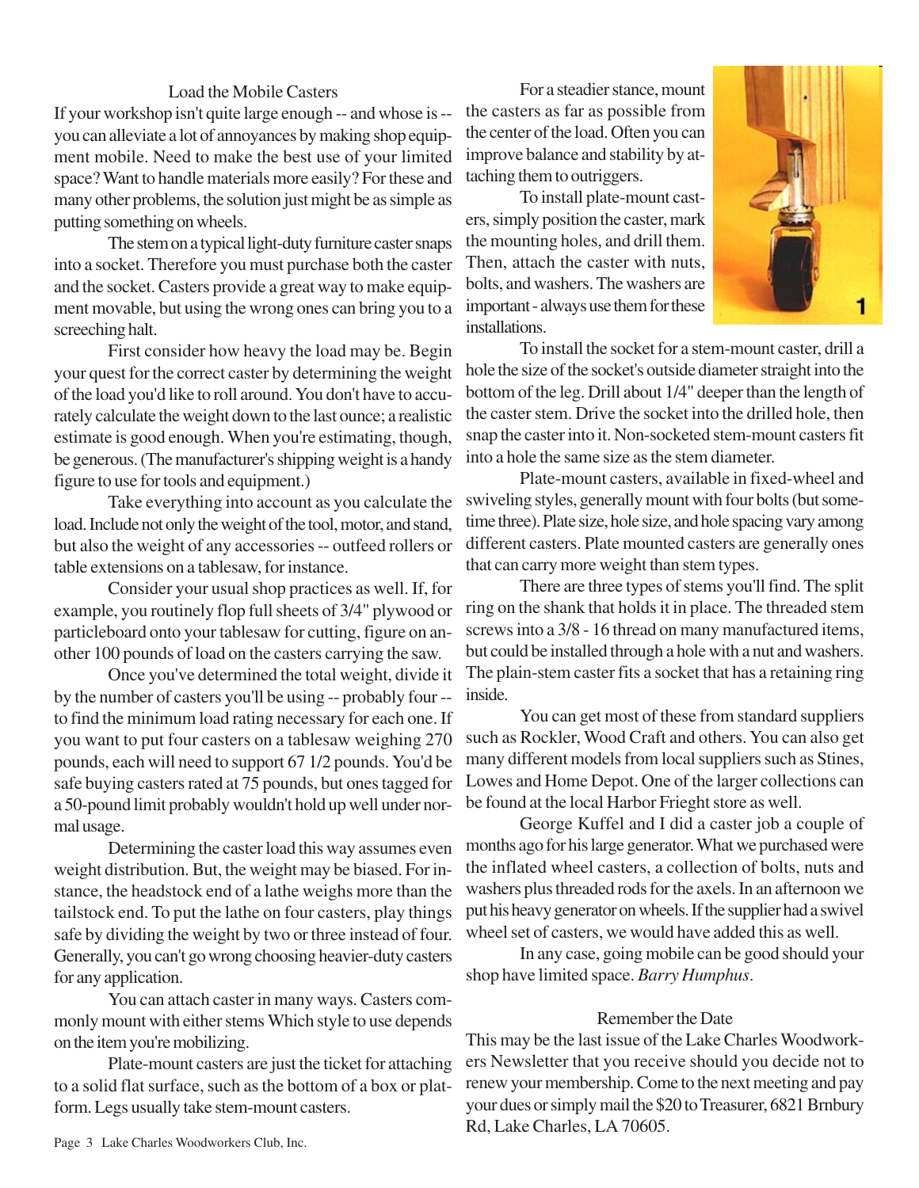## Load the Mobile Casters

If your workshop isn't quite large enough -- and whose is -- you can alleviate a lot of annoyances by making shop equipment mobile. Need to make the best use of your limited space? Want to handle materials more easily? For these and many other problems, the solution just might be as simple as putting something on wheels.

The stem on a typical light-duty furniture caster snaps into a socket. Therefore you must purchase both the caster and the socket. Casters provide a great way to make equipment movable, but using the wrong ones can bring you to a screeching halt.

First consider how heavy the load may be. Begin your quest for the correct caster by determining the weight of the load you'd like to roll around. You don't have to accurately calculate the weight down to the last ounce; a realistic estimate is good enough. When you're estimating, though, be generous. (The manufacturer's shipping weight is a handy figure to use for tools and equipment.)

Take everything into account as you calculate the load. Include not only the weight of the tool, motor, and stand, but also the weight of any accessories -- outfeed rollers or table extensions on a tablesaw, for instance.

Consider your usual shop practices as well. If, for example, you routinely flop full sheets of 3/4" plywood or particleboard onto your tablesaw for cutting, figure on another 100 pounds of load on the casters carrying the saw.

Once you've determined the total weight, divide it by the number of casters you'll be using -- probably four -- to find the minimum load rating necessary for each one. If you want to put four casters on a tablesaw weighing 270 pounds, each will need to support 67 1/2 pounds. You'd be safe buying casters rated at 75 pounds, but ones tagged for a 50-pound limit probably wouldn't hold up well under normal usage.

Determining the caster load this way assumes even weight distribution. But, the weight may be biased. For instance, the headstock end of a lathe weighs more than the tailstock end. To put the lathe on four casters, play things safe by dividing the weight by two or three instead of four. Generally, you can't go wrong choosing heavier-duty casters for any application.

You can attach caster in many ways. Casters commonly mount with either stems Which style to use depends on the item you're mobilizing.

Plate-mount casters are just the ticket for attaching to a solid flat surface, such as the bottom of a box or platform. Legs usually take stem-mount casters.

For a steadier stance, mount the casters as far as possible from the center of the load. Often you can improve balance and stability by attaching them to outriggers.

To install plate-mount casters, simply position the caster, mark the mounting holes, and drill them. Then, attach the caster with nuts, bolts, and washers. The washers are important - always use them for these installations.

1

To install the socket for a stem-mount caster, drill a hole the size of the socket's outside diameter straight into the bottom of the leg. Drill about 1/4" deeper than the length of the caster stem. Drive the socket into the drilled hole, then snap the caster into it. Non-socketed stem-mount casters fit into a hole the same size as the stem diameter.

Plate-mount casters, available in fixed-wheel and swiveling styles, generally mount with four bolts (but sometime three). Plate size, hole size, and hole spacing vary among different casters. Plate mounted casters are generally ones that can carry more weight than stem types.

There are three types of stems you'll find. The split ring on the shank that holds it in place. The threaded stem screws into a 3/8 - 16 thread on many manufactured items, but could be installed through a hole with a nut and washers. The plain-stem caster fits a socket that has a retaining ring inside.

You can get most of these from standard suppliers such as Rockler, Wood Craft and others. You can also get many different models from local suppliers such as Stines, Lowes and Home Depot. One of the larger collections can be found at the local Harbor Frieght store as well.

George Kuffel and I did a caster job a couple of months ago for his large generator. What we purchased were the inflated wheel casters, a collection of bolts, nuts and washers plus threaded rods for the axels. In an afternoon we put his heavy generator on wheels. If the supplier had a swivel wheel set of casters, we would have added this as well.

In any case, going mobile can be good should your shop have limited space. *Barry Humphus*.

## Remember the Date

This may be the last issue of the Lake Charles Woodworkers Newsletter that you receive should you decide not to renew your membership. Come to the next meeting and pay your dues or simply mail the $20 to Treasurer, 6821 Brnbury Rd, Lake Charles, LA 70605.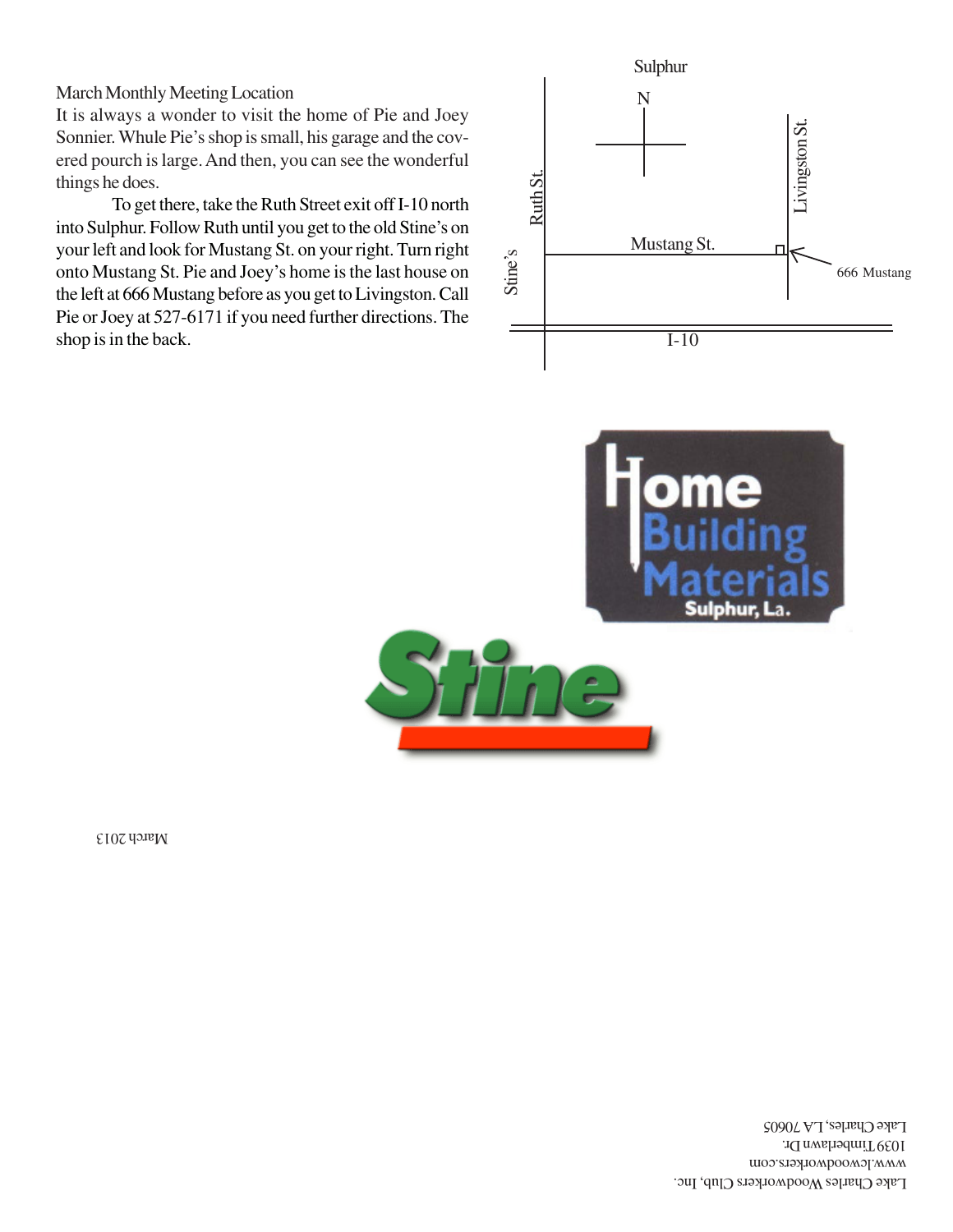March Monthly Meeting Location

It is always a wonder to visit the home of Pie and Joey Sonnier. Whule Pie's shop is small, his garage and the covered pourch is large. And then, you can see the wonderful things he does.

To get there, take the Ruth Street exit off I-10 north into Sulphur. Follow Ruth until you get to the old Stine's on your left and look for Mustang St. on your right. Turn right onto Mustang St. Pie and Joey's home is the last house on the left at 666 Mustang before as you get to Livingston. Call Pie or Joey at 527-6171 if you need further directions. The shop is in the back.

Sulphur
N
Ruth St.
Livingston St.
Mustang St.
666 Mustang
Stine's
I-10

Home Building Materials
Sulphur, La.

Stine

March 2013

Lake Charles Woodworkers Club, Inc.
www.lcwoodworkers.com
1039 Timberlawn Dr.
Lake Charles, LA 70605